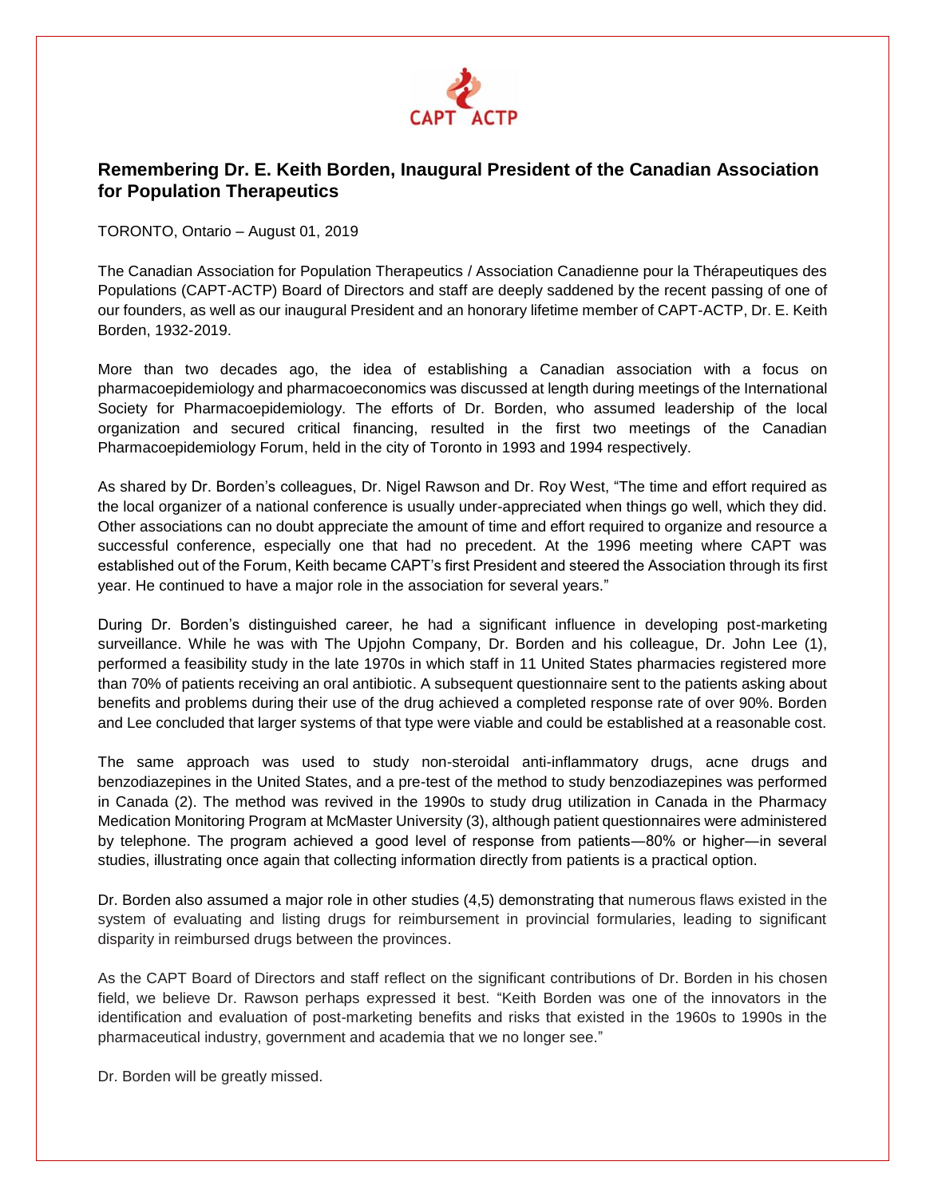# Remembering Dr. E. Keith Borden, Inaugural President of the Canadian Association for Population Therapeutics

TORONTO, Ontario – August 01, 2019

The Canadian Association for Population Therapeutics / Association Canadienne pour la Thérapeutiques des Populations (CAPT-ACTP) Board of Directors and staff are deeply saddened by the recent passing of one of our founders, as well as our inaugural President and an honorary lifetime member of CAPT-ACTP, Dr. E. Keith Borden, 1932-2019.

More than two decades ago, the idea of establishing a Canadian association with a focus on pharmacoepidemiology and pharmacoeconomics was discussed at length during meetings of the International Society for Pharmacoepidemiology. The efforts of Dr. Borden, who assumed leadership of the local organization and secured critical financing, resulted in the first two meetings of the Canadian Pharmacoepidemiology Forum, held in the city of Toronto in 1993 and 1994 respectively.

As shared by Dr. Borden's colleagues, Dr. Nigel Rawson and Dr. Roy West, "The time and effort required as the local organizer of a national conference is usually under-appreciated when things go well, which they did. Other associations can no doubt appreciate the amount of time and effort required to organize and resource a successful conference, especially one that had no precedent. At the 1996 meeting where CAPT was established out of the Forum, Keith became CAPT's first President and steered the Association through its first year. He continued to have a major role in the association for several years."

During Dr. Borden's distinguished career, he had a significant influence in developing post-marketing surveillance. While he was with The Upjohn Company, Dr. Borden and his colleague, Dr. John Lee (1), performed a feasibility study in the late 1970s in which staff in 11 United States pharmacies registered more than 70% of patients receiving an oral antibiotic. A subsequent questionnaire sent to the patients asking about benefits and problems during their use of the drug achieved a completed response rate of over 90%. Borden and Lee concluded that larger systems of that type were viable and could be established at a reasonable cost.

The same approach was used to study non-steroidal anti-inflammatory drugs, acne drugs and benzodiazepines in the United States, and a pre-test of the method to study benzodiazepines was performed in Canada (2). The method was revived in the 1990s to study drug utilization in Canada in the Pharmacy Medication Monitoring Program at McMaster University (3), although patient questionnaires were administered by telephone. The program achieved a good level of response from patients—80% or higher—in several studies, illustrating once again that collecting information directly from patients is a practical option.

Dr. Borden also assumed a major role in other studies (4,5) demonstrating that numerous flaws existed in the system of evaluating and listing drugs for reimbursement in provincial formularies, leading to significant disparity in reimbursed drugs between the provinces.

As the CAPT Board of Directors and staff reflect on the significant contributions of Dr. Borden in his chosen field, we believe Dr. Rawson perhaps expressed it best. "Keith Borden was one of the innovators in the identification and evaluation of post-marketing benefits and risks that existed in the 1960s to 1990s in the pharmaceutical industry, government and academia that we no longer see."

Dr. Borden will be greatly missed.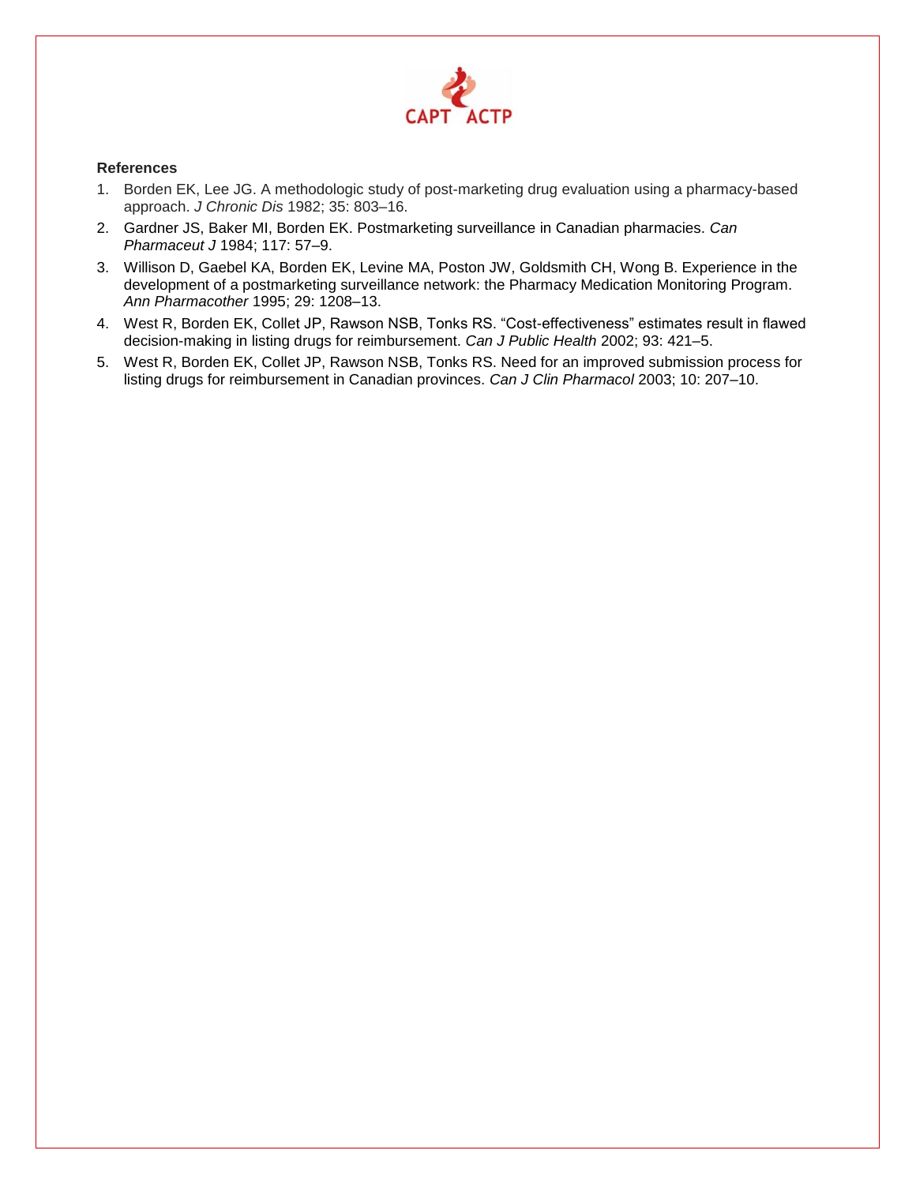### References

1. Borden EK, Lee JG. A methodologic study of post-marketing drug evaluation using a pharmacy-based approach. *J Chronic Dis* 1982; 35: 803–16.
2. Gardner JS, Baker MI, Borden EK. Postmarketing surveillance in Canadian pharmacies. *Can Pharmaceut J* 1984; 117: 57–9.
3. Willison D, Gaebel KA, Borden EK, Levine MA, Poston JW, Goldsmith CH, Wong B. Experience in the development of a postmarketing surveillance network: the Pharmacy Medication Monitoring Program. *Ann Pharmacother* 1995; 29: 1208–13.
4. West R, Borden EK, Collet JP, Rawson NSB, Tonks RS. “Cost-effectiveness” estimates result in flawed decision-making in listing drugs for reimbursement. *Can J Public Health* 2002; 93: 421–5.
5. West R, Borden EK, Collet JP, Rawson NSB, Tonks RS. Need for an improved submission process for listing drugs for reimbursement in Canadian provinces. *Can J Clin Pharmacol* 2003; 10: 207–10.